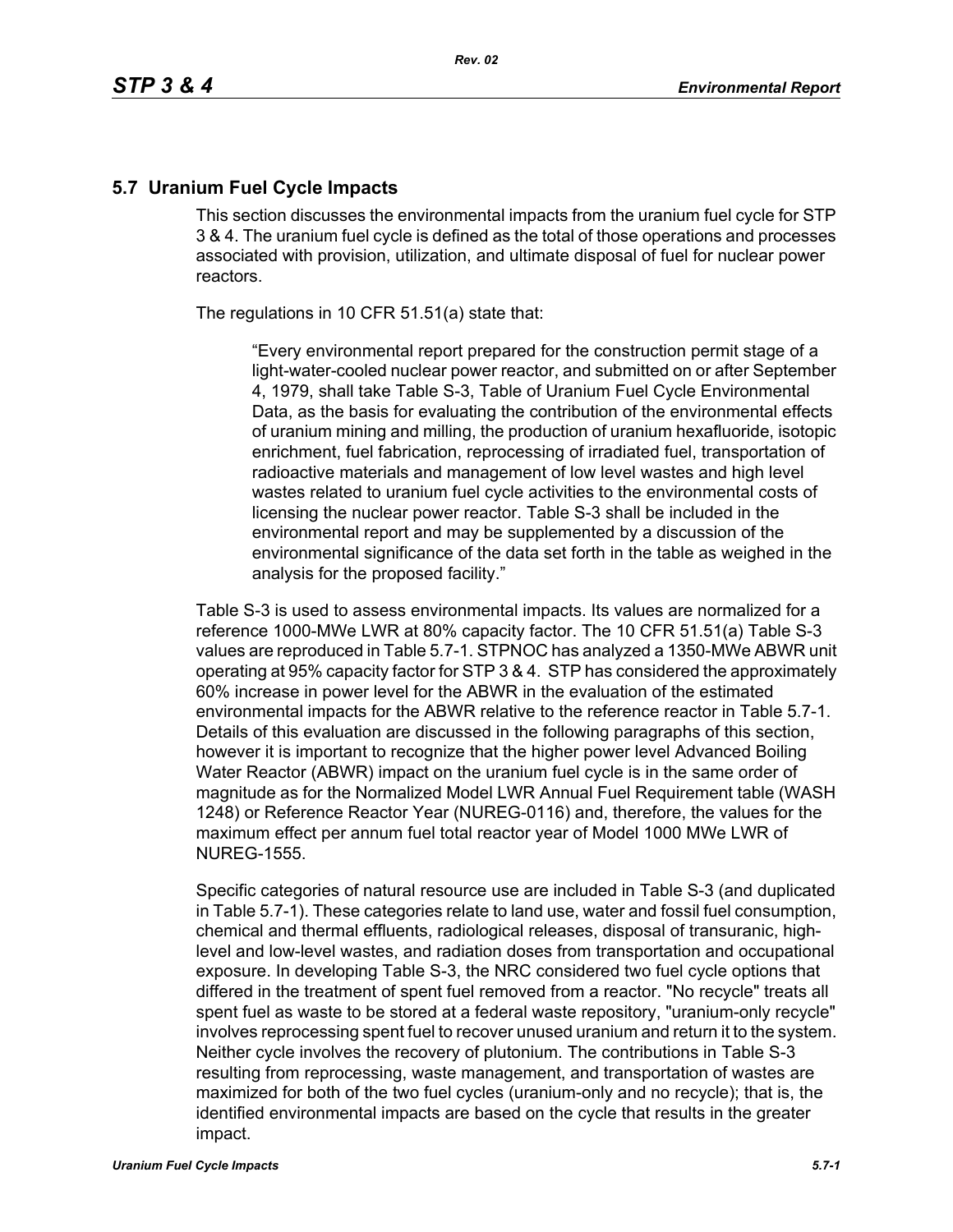## 5.7 Uranium Fuel Cycle Impacts

This section discusses the environmental impacts from the uranium fuel cycle for STP 3 & 4. The uranium fuel cycle is defined as the total of those operations and processes associated with provision, utilization, and ultimate disposal of fuel for nuclear power reactors.

The regulations in 10 CFR 51.51(a) state that:

> "Every environmental report prepared for the construction permit stage of a light-water-cooled nuclear power reactor, and submitted on or after September 4, 1979, shall take Table S-3, Table of Uranium Fuel Cycle Environmental Data, as the basis for evaluating the contribution of the environmental effects of uranium mining and milling, the production of uranium hexafluoride, isotopic enrichment, fuel fabrication, reprocessing of irradiated fuel, transportation of radioactive materials and management of low level wastes and high level wastes related to uranium fuel cycle activities to the environmental costs of licensing the nuclear power reactor. Table S-3 shall be included in the environmental report and may be supplemented by a discussion of the environmental significance of the data set forth in the table as weighed in the analysis for the proposed facility."

Table S-3 is used to assess environmental impacts. Its values are normalized for a reference 1000-MWe LWR at 80% capacity factor. The 10 CFR 51.51(a) Table S-3 values are reproduced in Table 5.7-1. STPNOC has analyzed a 1350-MWe ABWR unit operating at 95% capacity factor for STP 3 & 4. STP has considered the approximately 60% increase in power level for the ABWR in the evaluation of the estimated environmental impacts for the ABWR relative to the reference reactor in Table 5.7-1. Details of this evaluation are discussed in the following paragraphs of this section, however it is important to recognize that the higher power level Advanced Boiling Water Reactor (ABWR) impact on the uranium fuel cycle is in the same order of magnitude as for the Normalized Model LWR Annual Fuel Requirement table (WASH 1248) or Reference Reactor Year (NUREG-0116) and, therefore, the values for the maximum effect per annum fuel total reactor year of Model 1000 MWe LWR of NUREG-1555.

Specific categories of natural resource use are included in Table S-3 (and duplicated in Table 5.7-1). These categories relate to land use, water and fossil fuel consumption, chemical and thermal effluents, radiological releases, disposal of transuranic, high-level and low-level wastes, and radiation doses from transportation and occupational exposure. In developing Table S-3, the NRC considered two fuel cycle options that differed in the treatment of spent fuel removed from a reactor. "No recycle" treats all spent fuel as waste to be stored at a federal waste repository, "uranium-only recycle" involves reprocessing spent fuel to recover unused uranium and return it to the system. Neither cycle involves the recovery of plutonium. The contributions in Table S-3 resulting from reprocessing, waste management, and transportation of wastes are maximized for both of the two fuel cycles (uranium-only and no recycle); that is, the identified environmental impacts are based on the cycle that results in the greater impact.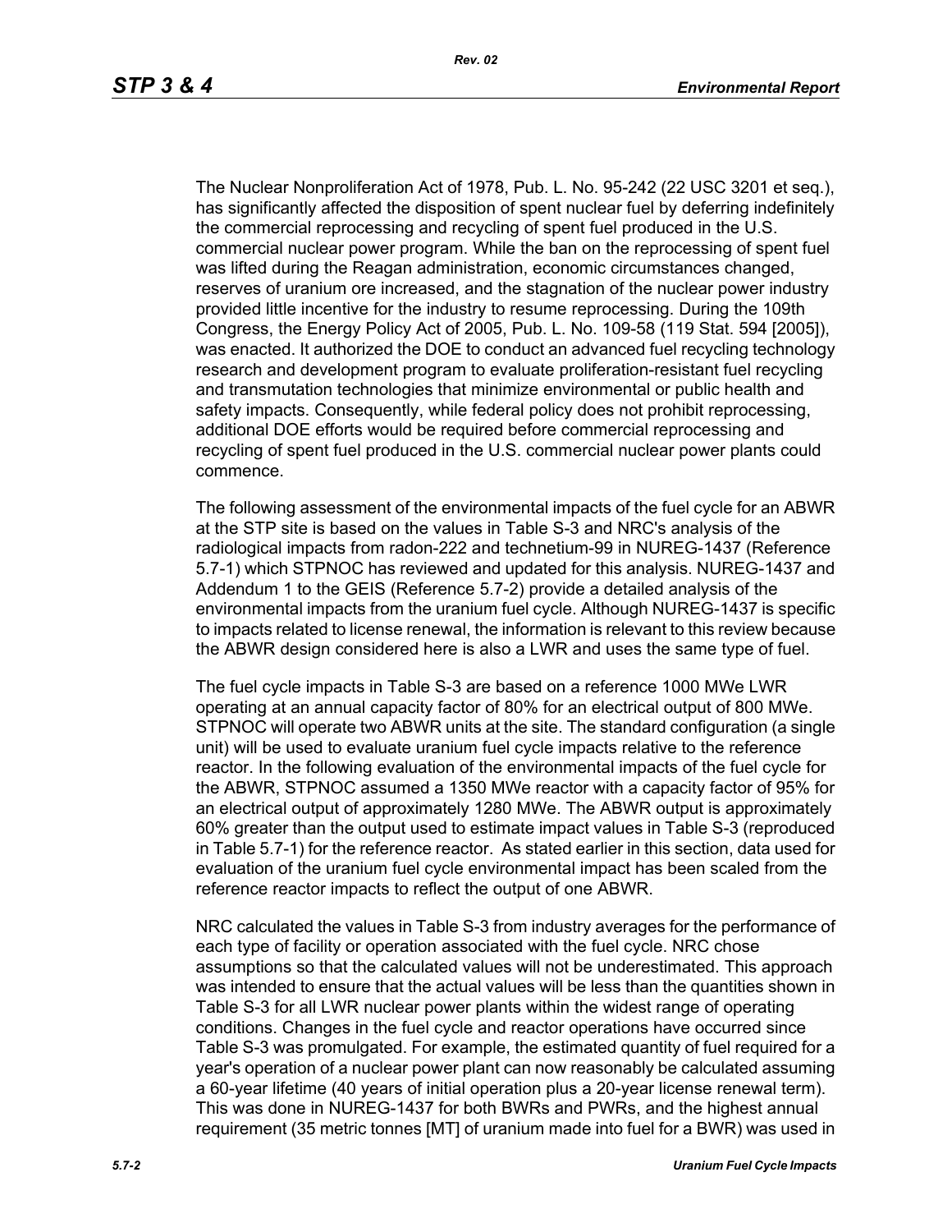The Nuclear Nonproliferation Act of 1978, Pub. L. No. 95-242 (22 USC 3201 et seq.), has significantly affected the disposition of spent nuclear fuel by deferring indefinitely the commercial reprocessing and recycling of spent fuel produced in the U.S. commercial nuclear power program. While the ban on the reprocessing of spent fuel was lifted during the Reagan administration, economic circumstances changed, reserves of uranium ore increased, and the stagnation of the nuclear power industry provided little incentive for the industry to resume reprocessing. During the 109th Congress, the Energy Policy Act of 2005, Pub. L. No. 109-58 (119 Stat. 594 [2005]), was enacted. It authorized the DOE to conduct an advanced fuel recycling technology research and development program to evaluate proliferation-resistant fuel recycling and transmutation technologies that minimize environmental or public health and safety impacts. Consequently, while federal policy does not prohibit reprocessing, additional DOE efforts would be required before commercial reprocessing and recycling of spent fuel produced in the U.S. commercial nuclear power plants could commence.

The following assessment of the environmental impacts of the fuel cycle for an ABWR at the STP site is based on the values in Table S-3 and NRC's analysis of the radiological impacts from radon-222 and technetium-99 in NUREG-1437 (Reference 5.7-1) which STPNOC has reviewed and updated for this analysis. NUREG-1437 and Addendum 1 to the GEIS (Reference 5.7-2) provide a detailed analysis of the environmental impacts from the uranium fuel cycle. Although NUREG-1437 is specific to impacts related to license renewal, the information is relevant to this review because the ABWR design considered here is also a LWR and uses the same type of fuel.

The fuel cycle impacts in Table S-3 are based on a reference 1000 MWe LWR operating at an annual capacity factor of 80% for an electrical output of 800 MWe. STPNOC will operate two ABWR units at the site. The standard configuration (a single unit) will be used to evaluate uranium fuel cycle impacts relative to the reference reactor. In the following evaluation of the environmental impacts of the fuel cycle for the ABWR, STPNOC assumed a 1350 MWe reactor with a capacity factor of 95% for an electrical output of approximately 1280 MWe. The ABWR output is approximately 60% greater than the output used to estimate impact values in Table S-3 (reproduced in Table 5.7-1) for the reference reactor. As stated earlier in this section, data used for evaluation of the uranium fuel cycle environmental impact has been scaled from the reference reactor impacts to reflect the output of one ABWR.

NRC calculated the values in Table S-3 from industry averages for the performance of each type of facility or operation associated with the fuel cycle. NRC chose assumptions so that the calculated values will not be underestimated. This approach was intended to ensure that the actual values will be less than the quantities shown in Table S-3 for all LWR nuclear power plants within the widest range of operating conditions. Changes in the fuel cycle and reactor operations have occurred since Table S-3 was promulgated. For example, the estimated quantity of fuel required for a year's operation of a nuclear power plant can now reasonably be calculated assuming a 60-year lifetime (40 years of initial operation plus a 20-year license renewal term). This was done in NUREG-1437 for both BWRs and PWRs, and the highest annual requirement (35 metric tonnes [MT] of uranium made into fuel for a BWR) was used in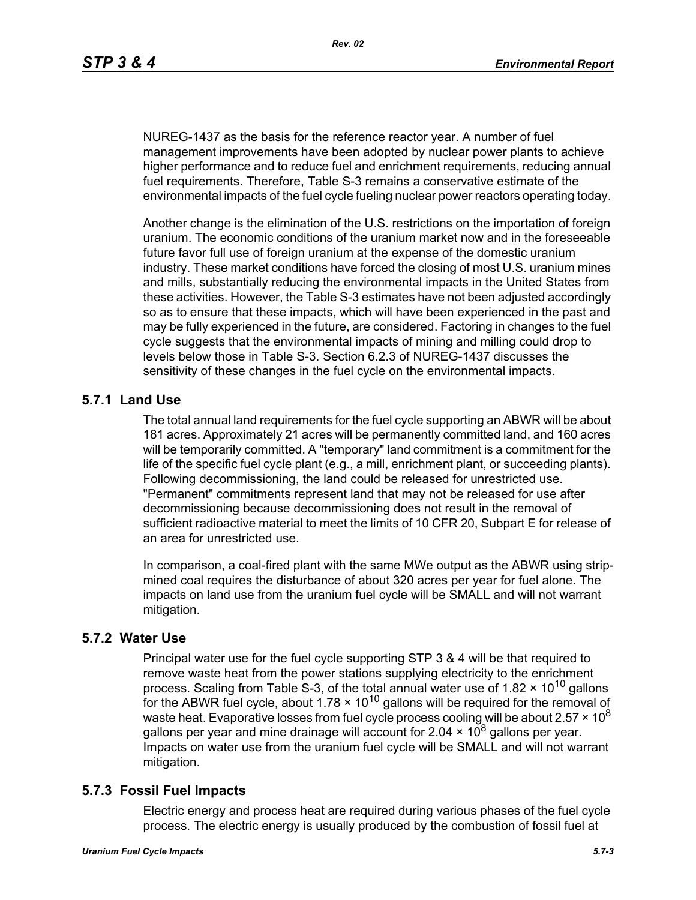NUREG-1437 as the basis for the reference reactor year. A number of fuel management improvements have been adopted by nuclear power plants to achieve higher performance and to reduce fuel and enrichment requirements, reducing annual fuel requirements. Therefore, Table S-3 remains a conservative estimate of the environmental impacts of the fuel cycle fueling nuclear power reactors operating today.

Another change is the elimination of the U.S. restrictions on the importation of foreign uranium. The economic conditions of the uranium market now and in the foreseeable future favor full use of foreign uranium at the expense of the domestic uranium industry. These market conditions have forced the closing of most U.S. uranium mines and mills, substantially reducing the environmental impacts in the United States from these activities. However, the Table S-3 estimates have not been adjusted accordingly so as to ensure that these impacts, which will have been experienced in the past and may be fully experienced in the future, are considered. Factoring in changes to the fuel cycle suggests that the environmental impacts of mining and milling could drop to levels below those in Table S-3. Section 6.2.3 of NUREG-1437 discusses the sensitivity of these changes in the fuel cycle on the environmental impacts.

## 5.7.1 Land Use

The total annual land requirements for the fuel cycle supporting an ABWR will be about 181 acres. Approximately 21 acres will be permanently committed land, and 160 acres will be temporarily committed. A "temporary" land commitment is a commitment for the life of the specific fuel cycle plant (e.g., a mill, enrichment plant, or succeeding plants). Following decommissioning, the land could be released for unrestricted use. "Permanent" commitments represent land that may not be released for use after decommissioning because decommissioning does not result in the removal of sufficient radioactive material to meet the limits of 10 CFR 20, Subpart E for release of an area for unrestricted use.

In comparison, a coal-fired plant with the same MWe output as the ABWR using strip-mined coal requires the disturbance of about 320 acres per year for fuel alone. The impacts on land use from the uranium fuel cycle will be SMALL and will not warrant mitigation.

## 5.7.2 Water Use

Principal water use for the fuel cycle supporting STP 3 & 4 will be that required to remove waste heat from the power stations supplying electricity to the enrichment process. Scaling from Table S-3, of the total annual water use of $1.82 \times 10^{10}$ gallons for the ABWR fuel cycle, about $1.78 \times 10^{10}$ gallons will be required for the removal of waste heat. Evaporative losses from fuel cycle process cooling will be about $2.57 \times 10^{8}$ gallons per year and mine drainage will account for $2.04 \times 10^{8}$ gallons per year. Impacts on water use from the uranium fuel cycle will be SMALL and will not warrant mitigation.

## 5.7.3 Fossil Fuel Impacts

Electric energy and process heat are required during various phases of the fuel cycle process. The electric energy is usually produced by the combustion of fossil fuel at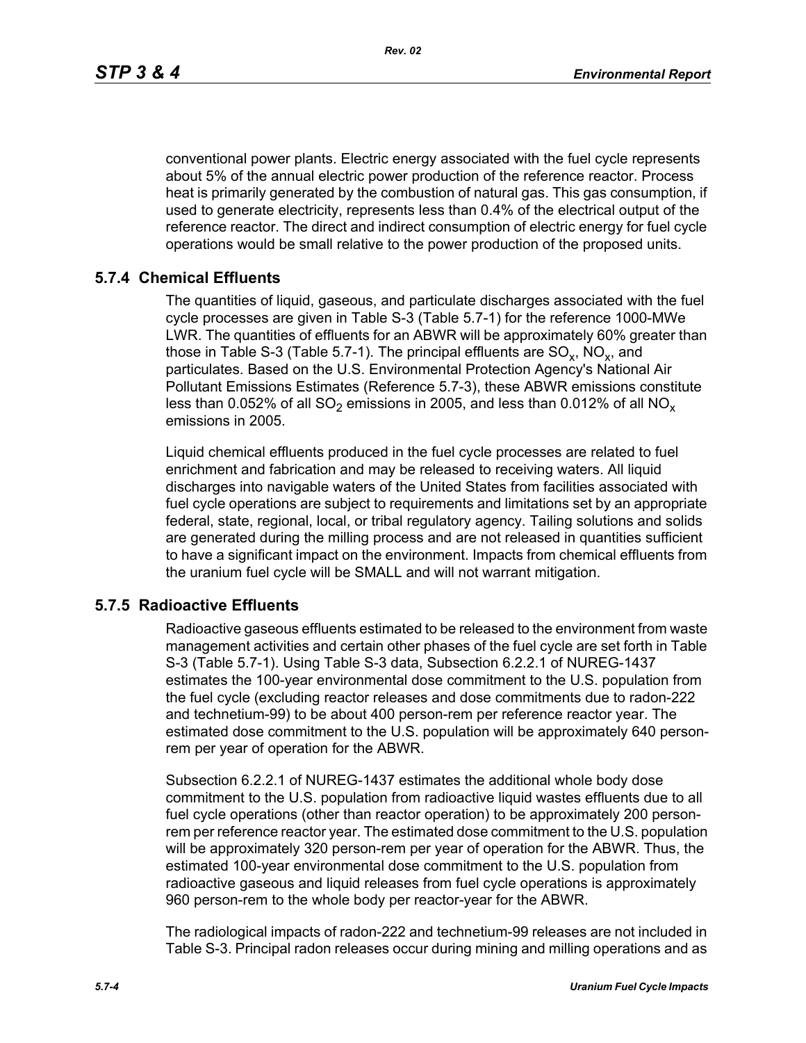conventional power plants. Electric energy associated with the fuel cycle represents about 5% of the annual electric power production of the reference reactor. Process heat is primarily generated by the combustion of natural gas. This gas consumption, if used to generate electricity, represents less than 0.4% of the electrical output of the reference reactor. The direct and indirect consumption of electric energy for fuel cycle operations would be small relative to the power production of the proposed units.

### 5.7.4 Chemical Effluents

The quantities of liquid, gaseous, and particulate discharges associated with the fuel cycle processes are given in Table S-3 (Table 5.7-1) for the reference 1000-MWe LWR. The quantities of effluents for an ABWR will be approximately 60% greater than those in Table S-3 (Table 5.7-1). The principal effluents are $SO_x$, $NO_x$, and particulates. Based on the U.S. Environmental Protection Agency's National Air Pollutant Emissions Estimates (Reference 5.7-3), these ABWR emissions constitute less than 0.052% of all $SO_2$ emissions in 2005, and less than 0.012% of all $NO_x$ emissions in 2005.

Liquid chemical effluents produced in the fuel cycle processes are related to fuel enrichment and fabrication and may be released to receiving waters. All liquid discharges into navigable waters of the United States from facilities associated with fuel cycle operations are subject to requirements and limitations set by an appropriate federal, state, regional, local, or tribal regulatory agency. Tailing solutions and solids are generated during the milling process and are not released in quantities sufficient to have a significant impact on the environment. Impacts from chemical effluents from the uranium fuel cycle will be SMALL and will not warrant mitigation.

### 5.7.5 Radioactive Effluents

Radioactive gaseous effluents estimated to be released to the environment from waste management activities and certain other phases of the fuel cycle are set forth in Table S-3 (Table 5.7-1). Using Table S-3 data, Subsection 6.2.2.1 of NUREG-1437 estimates the 100-year environmental dose commitment to the U.S. population from the fuel cycle (excluding reactor releases and dose commitments due to radon-222 and technetium-99) to be about 400 person-rem per reference reactor year. The estimated dose commitment to the U.S. population will be approximately 640 person-rem per year of operation for the ABWR.

Subsection 6.2.2.1 of NUREG-1437 estimates the additional whole body dose commitment to the U.S. population from radioactive liquid wastes effluents due to all fuel cycle operations (other than reactor operation) to be approximately 200 person-rem per reference reactor year. The estimated dose commitment to the U.S. population will be approximately 320 person-rem per year of operation for the ABWR. Thus, the estimated 100-year environmental dose commitment to the U.S. population from radioactive gaseous and liquid releases from fuel cycle operations is approximately 960 person-rem to the whole body per reactor-year for the ABWR.

The radiological impacts of radon-222 and technetium-99 releases are not included in Table S-3. Principal radon releases occur during mining and milling operations and as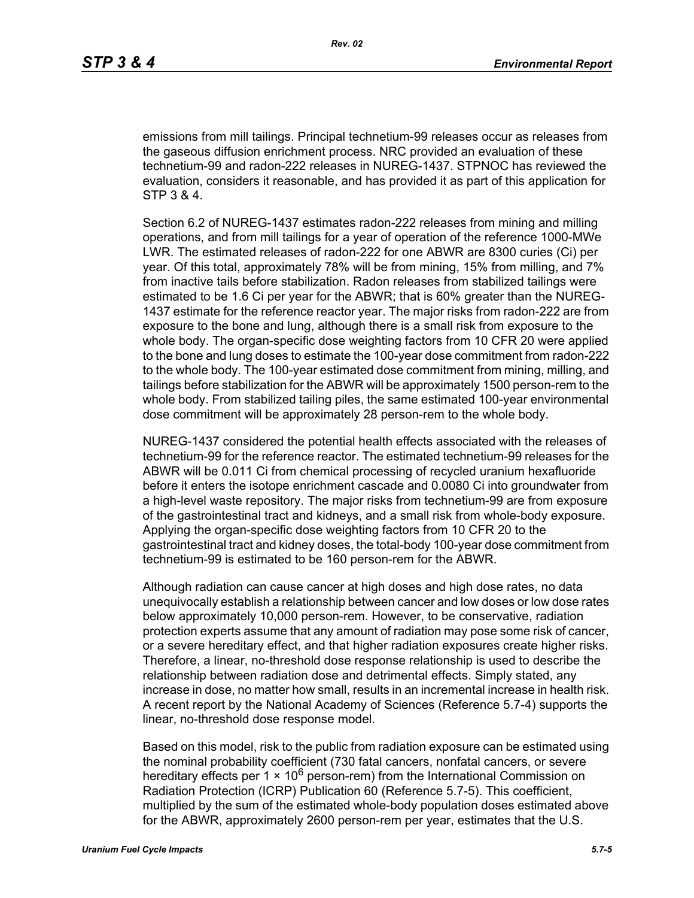emissions from mill tailings. Principal technetium-99 releases occur as releases from the gaseous diffusion enrichment process. NRC provided an evaluation of these technetium-99 and radon-222 releases in NUREG-1437. STPNOC has reviewed the evaluation, considers it reasonable, and has provided it as part of this application for STP 3 & 4.

Section 6.2 of NUREG-1437 estimates radon-222 releases from mining and milling operations, and from mill tailings for a year of operation of the reference 1000-MWe LWR. The estimated releases of radon-222 for one ABWR are 8300 curies (Ci) per year. Of this total, approximately 78% will be from mining, 15% from milling, and 7% from inactive tails before stabilization. Radon releases from stabilized tailings were estimated to be 1.6 Ci per year for the ABWR; that is 60% greater than the NUREG-1437 estimate for the reference reactor year. The major risks from radon-222 are from exposure to the bone and lung, although there is a small risk from exposure to the whole body. The organ-specific dose weighting factors from 10 CFR 20 were applied to the bone and lung doses to estimate the 100-year dose commitment from radon-222 to the whole body. The 100-year estimated dose commitment from mining, milling, and tailings before stabilization for the ABWR will be approximately 1500 person-rem to the whole body. From stabilized tailing piles, the same estimated 100-year environmental dose commitment will be approximately 28 person-rem to the whole body.

NUREG-1437 considered the potential health effects associated with the releases of technetium-99 for the reference reactor. The estimated technetium-99 releases for the ABWR will be 0.011 Ci from chemical processing of recycled uranium hexafluoride before it enters the isotope enrichment cascade and 0.0080 Ci into groundwater from a high-level waste repository. The major risks from technetium-99 are from exposure of the gastrointestinal tract and kidneys, and a small risk from whole-body exposure. Applying the organ-specific dose weighting factors from 10 CFR 20 to the gastrointestinal tract and kidney doses, the total-body 100-year dose commitment from technetium-99 is estimated to be 160 person-rem for the ABWR.

Although radiation can cause cancer at high doses and high dose rates, no data unequivocally establish a relationship between cancer and low doses or low dose rates below approximately 10,000 person-rem. However, to be conservative, radiation protection experts assume that any amount of radiation may pose some risk of cancer, or a severe hereditary effect, and that higher radiation exposures create higher risks. Therefore, a linear, no-threshold dose response relationship is used to describe the relationship between radiation dose and detrimental effects. Simply stated, any increase in dose, no matter how small, results in an incremental increase in health risk. A recent report by the National Academy of Sciences (Reference 5.7-4) supports the linear, no-threshold dose response model.

Based on this model, risk to the public from radiation exposure can be estimated using the nominal probability coefficient (730 fatal cancers, nonfatal cancers, or severe hereditary effects per $1 \times 10^6$ person-rem) from the International Commission on Radiation Protection (ICRP) Publication 60 (Reference 5.7-5). This coefficient, multiplied by the sum of the estimated whole-body population doses estimated above for the ABWR, approximately 2600 person-rem per year, estimates that the U.S.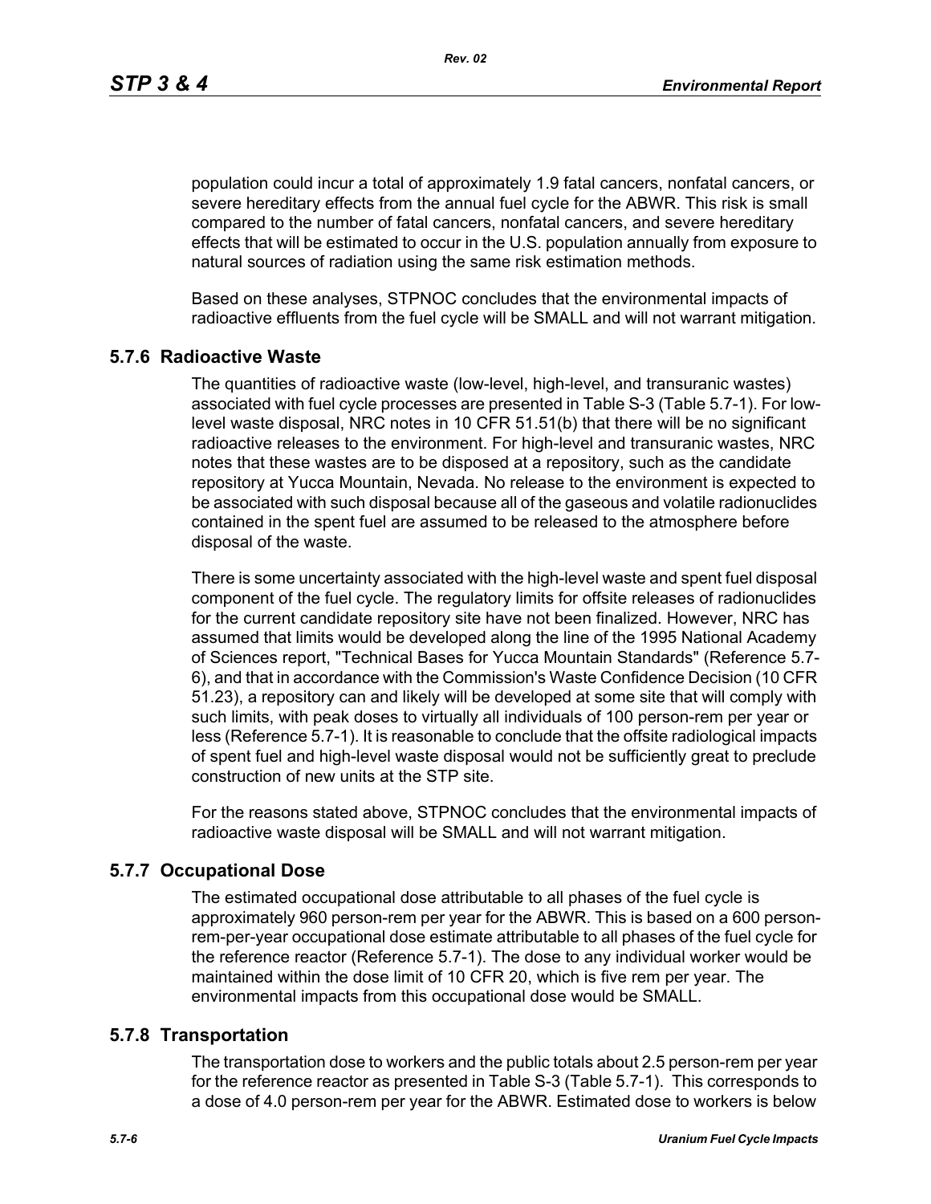population could incur a total of approximately 1.9 fatal cancers, nonfatal cancers, or severe hereditary effects from the annual fuel cycle for the ABWR. This risk is small compared to the number of fatal cancers, nonfatal cancers, and severe hereditary effects that will be estimated to occur in the U.S. population annually from exposure to natural sources of radiation using the same risk estimation methods.

Based on these analyses, STPNOC concludes that the environmental impacts of radioactive effluents from the fuel cycle will be SMALL and will not warrant mitigation.

### 5.7.6 Radioactive Waste

The quantities of radioactive waste (low-level, high-level, and transuranic wastes) associated with fuel cycle processes are presented in Table S-3 (Table 5.7-1). For low-level waste disposal, NRC notes in 10 CFR 51.51(b) that there will be no significant radioactive releases to the environment. For high-level and transuranic wastes, NRC notes that these wastes are to be disposed at a repository, such as the candidate repository at Yucca Mountain, Nevada. No release to the environment is expected to be associated with such disposal because all of the gaseous and volatile radionuclides contained in the spent fuel are assumed to be released to the atmosphere before disposal of the waste.

There is some uncertainty associated with the high-level waste and spent fuel disposal component of the fuel cycle. The regulatory limits for offsite releases of radionuclides for the current candidate repository site have not been finalized. However, NRC has assumed that limits would be developed along the line of the 1995 National Academy of Sciences report, "Technical Bases for Yucca Mountain Standards" (Reference 5.7-6), and that in accordance with the Commission's Waste Confidence Decision (10 CFR 51.23), a repository can and likely will be developed at some site that will comply with such limits, with peak doses to virtually all individuals of 100 person-rem per year or less (Reference 5.7-1). It is reasonable to conclude that the offsite radiological impacts of spent fuel and high-level waste disposal would not be sufficiently great to preclude construction of new units at the STP site.

For the reasons stated above, STPNOC concludes that the environmental impacts of radioactive waste disposal will be SMALL and will not warrant mitigation.

### 5.7.7 Occupational Dose

The estimated occupational dose attributable to all phases of the fuel cycle is approximately 960 person-rem per year for the ABWR. This is based on a 600 person-rem-per-year occupational dose estimate attributable to all phases of the fuel cycle for the reference reactor (Reference 5.7-1). The dose to any individual worker would be maintained within the dose limit of 10 CFR 20, which is five rem per year. The environmental impacts from this occupational dose would be SMALL.

### 5.7.8 Transportation

The transportation dose to workers and the public totals about 2.5 person-rem per year for the reference reactor as presented in Table S-3 (Table 5.7-1). This corresponds to a dose of 4.0 person-rem per year for the ABWR. Estimated dose to workers is below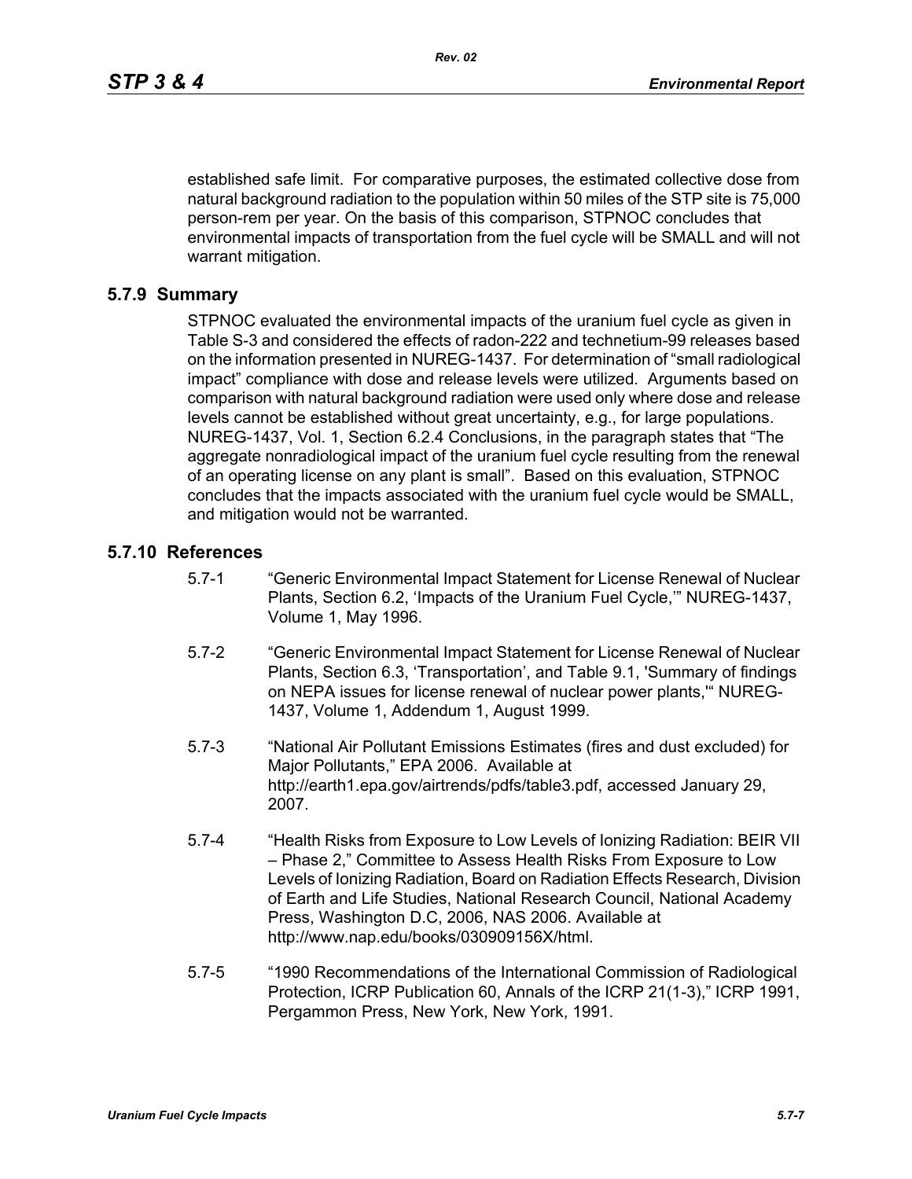established safe limit. For comparative purposes, the estimated collective dose from natural background radiation to the population within 50 miles of the STP site is 75,000 person-rem per year. On the basis of this comparison, STPNOC concludes that environmental impacts of transportation from the fuel cycle will be SMALL and will not warrant mitigation.

## 5.7.9 Summary

STPNOC evaluated the environmental impacts of the uranium fuel cycle as given in Table S-3 and considered the effects of radon-222 and technetium-99 releases based on the information presented in NUREG-1437. For determination of "small radiological impact" compliance with dose and release levels were utilized. Arguments based on comparison with natural background radiation were used only where dose and release levels cannot be established without great uncertainty, e.g., for large populations. NUREG-1437, Vol. 1, Section 6.2.4 Conclusions, in the paragraph states that "The aggregate nonradiological impact of the uranium fuel cycle resulting from the renewal of an operating license on any plant is small". Based on this evaluation, STPNOC concludes that the impacts associated with the uranium fuel cycle would be SMALL, and mitigation would not be warranted.

## 5.7.10 References

5.7-1 "Generic Environmental Impact Statement for License Renewal of Nuclear Plants, Section 6.2, 'Impacts of the Uranium Fuel Cycle,'" NUREG-1437, Volume 1, May 1996.

5.7-2 "Generic Environmental Impact Statement for License Renewal of Nuclear Plants, Section 6.3, 'Transportation', and Table 9.1, 'Summary of findings on NEPA issues for license renewal of nuclear power plants,'" NUREG-1437, Volume 1, Addendum 1, August 1999.

5.7-3 "National Air Pollutant Emissions Estimates (fires and dust excluded) for Major Pollutants," EPA 2006. Available at http://earth1.epa.gov/airtrends/pdfs/table3.pdf, accessed January 29, 2007.

5.7-4 "Health Risks from Exposure to Low Levels of Ionizing Radiation: BEIR VII – Phase 2," Committee to Assess Health Risks From Exposure to Low Levels of Ionizing Radiation, Board on Radiation Effects Research, Division of Earth and Life Studies, National Research Council, National Academy Press, Washington D.C, 2006, NAS 2006. Available at http://www.nap.edu/books/030909156X/html.

5.7-5 "1990 Recommendations of the International Commission of Radiological Protection, ICRP Publication 60, Annals of the ICRP 21(1-3)," ICRP 1991, Pergammon Press, New York, New York, 1991.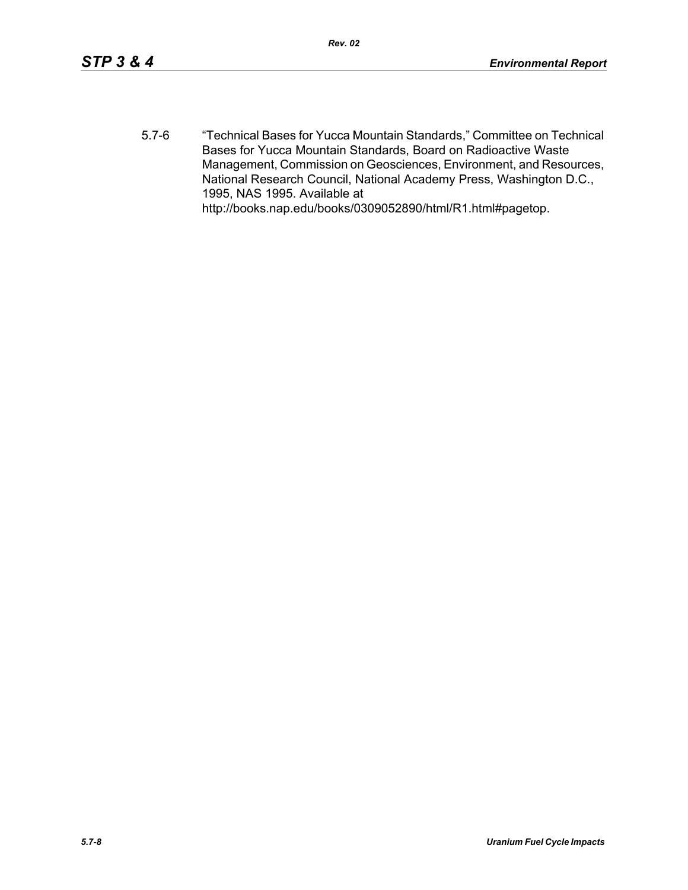5.7-6 "Technical Bases for Yucca Mountain Standards," Committee on Technical Bases for Yucca Mountain Standards, Board on Radioactive Waste Management, Commission on Geosciences, Environment, and Resources, National Research Council, National Academy Press, Washington D.C., 1995, NAS 1995. Available at http://books.nap.edu/books/0309052890/html/R1.html#pagetop.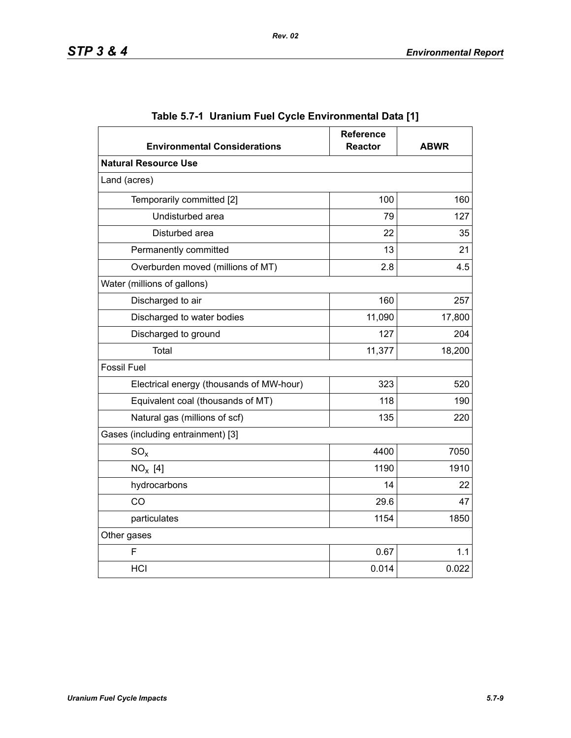**Table 5.7-1 Uranium Fuel Cycle Environmental Data [1]**

| Environmental Considerations | Reference Reactor | ABWR |
|---|---|---|
| **Natural Resource Use** | | |
| Land (acres) | | |
| Temporarily committed [2] | 100 | 160 |
| Undisturbed area | 79 | 127 |
| Disturbed area | 22 | 35 |
| Permanently committed | 13 | 21 |
| Overburden moved (millions of MT) | 2.8 | 4.5 |
| Water (millions of gallons) | | |
| Discharged to air | 160 | 257 |
| Discharged to water bodies | 11,090 | 17,800 |
| Discharged to ground | 127 | 204 |
| Total | 11,377 | 18,200 |
| Fossil Fuel | | |
| Electrical energy (thousands of MW-hour) | 323 | 520 |
| Equivalent coal (thousands of MT) | 118 | 190 |
| Natural gas (millions of scf) | 135 | 220 |
| Gases (including entrainment) [3] | | |
| $SO_x$ | 4400 | 7050 |
| $NO_x$ [4] | 1190 | 1910 |
| hydrocarbons | 14 | 22 |
| CO | 29.6 | 47 |
| particulates | 1154 | 1850 |
| Other gases | | |
| F | 0.67 | 1.1 |
| HCl | 0.014 | 0.022 |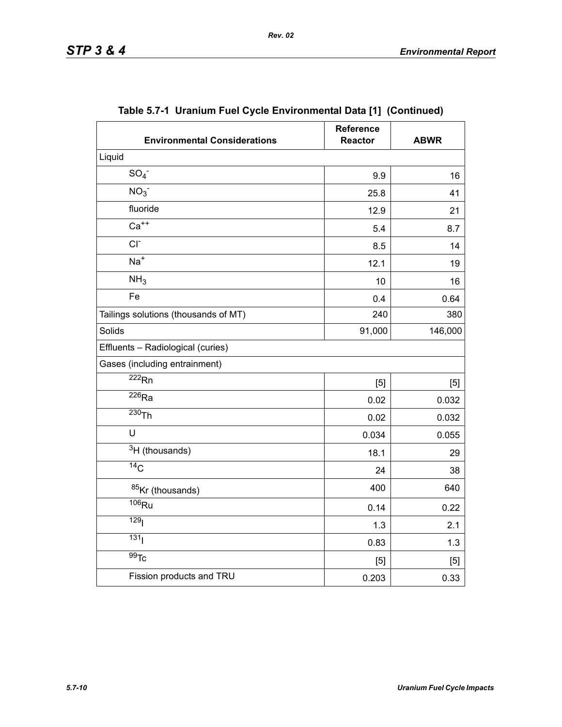**Table 5.7-1 Uranium Fuel Cycle Environmental Data [1] (Continued)**

| Environmental Considerations | Reference Reactor | ABWR |
|---|---|---|
| Liquid | | |
| $SO_4^-$ | 9.9 | 16 |
| $NO_3^-$ | 25.8 | 41 |
| fluoride | 12.9 | 21 |
| $Ca^{++}$ | 5.4 | 8.7 |
| $Cl^-$ | 8.5 | 14 |
| $Na^+$ | 12.1 | 19 |
| $NH_3$ | 10 | 16 |
| Fe | 0.4 | 0.64 |
| Tailings solutions (thousands of MT) | 240 | 380 |
| Solids | 91,000 | 146,000 |
| Effluents – Radiological (curies) | | |
| Gases (including entrainment) | | |
| $^{222}Rn$ | [5] | [5] |
| $^{226}Ra$ | 0.02 | 0.032 |
| $^{230}Th$ | 0.02 | 0.032 |
| U | 0.034 | 0.055 |
| $^{3}H$ (thousands) | 18.1 | 29 |
| $^{14}C$ | 24 | 38 |
| $^{85}Kr$ (thousands) | 400 | 640 |
| $^{106}Ru$ | 0.14 | 0.22 |
| $^{129}I$ | 1.3 | 2.1 |
| $^{131}I$ | 0.83 | 1.3 |
| $^{99}Tc$ | [5] | [5] |
| Fission products and TRU | 0.203 | 0.33 |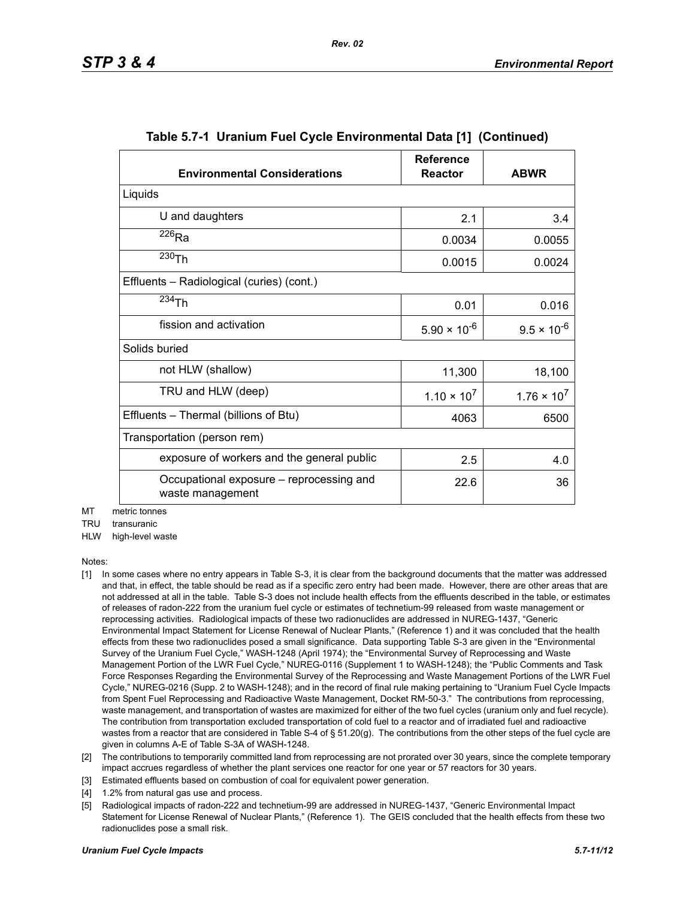**Table 5.7-1 Uranium Fuel Cycle Environmental Data [1] (Continued)**

| Environmental Considerations | Reference Reactor | ABWR |
|---|---|---|
| Liquids | | |
| U and daughters | 2.1 | 3.4 |
| $^{226}Ra$ | 0.0034 | 0.0055 |
| $^{230}Th$ | 0.0015 | 0.0024 |
| Effluents – Radiological (curies) (cont.) | | |
| $^{234}Th$ | 0.01 | 0.016 |
| fission and activation | $5.90 \times 10^{-6}$ | $9.5 \times 10^{-6}$ |
| Solids buried | | |
| not HLW (shallow) | 11,300 | 18,100 |
| TRU and HLW (deep) | $1.10 \times 10^{7}$ | $1.76 \times 10^{7}$ |
| Effluents – Thermal (billions of Btu) | 4063 | 6500 |
| Transportation (person rem) | | |
| exposure of workers and the general public | 2.5 | 4.0 |
| Occupational exposure – reprocessing and waste management | 22.6 | 36 |

MT metric tonnes

TRU transuranic

HLW high-level waste

Notes:

[1] In some cases where no entry appears in Table S-3, it is clear from the background documents that the matter was addressed and that, in effect, the table should be read as if a specific zero entry had been made. However, there are other areas that are not addressed at all in the table. Table S-3 does not include health effects from the effluents described in the table, or estimates of releases of radon-222 from the uranium fuel cycle or estimates of technetium-99 released from waste management or reprocessing activities. Radiological impacts of these two radionuclides are addressed in NUREG-1437, "Generic Environmental Impact Statement for License Renewal of Nuclear Plants," (Reference 1) and it was concluded that the health effects from these two radionuclides posed a small significance. Data supporting Table S-3 are given in the "Environmental Survey of the Uranium Fuel Cycle," WASH-1248 (April 1974); the "Environmental Survey of Reprocessing and Waste Management Portion of the LWR Fuel Cycle," NUREG-0116 (Supplement 1 to WASH-1248); the "Public Comments and Task Force Responses Regarding the Environmental Survey of the Reprocessing and Waste Management Portions of the LWR Fuel Cycle," NUREG-0216 (Supp. 2 to WASH-1248); and in the record of final rule making pertaining to "Uranium Fuel Cycle Impacts from Spent Fuel Reprocessing and Radioactive Waste Management, Docket RM-50-3." The contributions from reprocessing, waste management, and transportation of wastes are maximized for either of the two fuel cycles (uranium only and fuel recycle). The contribution from transportation excluded transportation of cold fuel to a reactor and of irradiated fuel and radioactive wastes from a reactor that are considered in Table S-4 of § 51.20(g). The contributions from the other steps of the fuel cycle are given in columns A-E of Table S-3A of WASH-1248.

[2] The contributions to temporarily committed land from reprocessing are not prorated over 30 years, since the complete temporary impact accrues regardless of whether the plant services one reactor for one year or 57 reactors for 30 years.

[3] Estimated effluents based on combustion of coal for equivalent power generation.

[4] 1.2% from natural gas use and process.

[5] Radiological impacts of radon-222 and technetium-99 are addressed in NUREG-1437, "Generic Environmental Impact Statement for License Renewal of Nuclear Plants," (Reference 1). The GEIS concluded that the health effects from these two radionuclides pose a small risk.